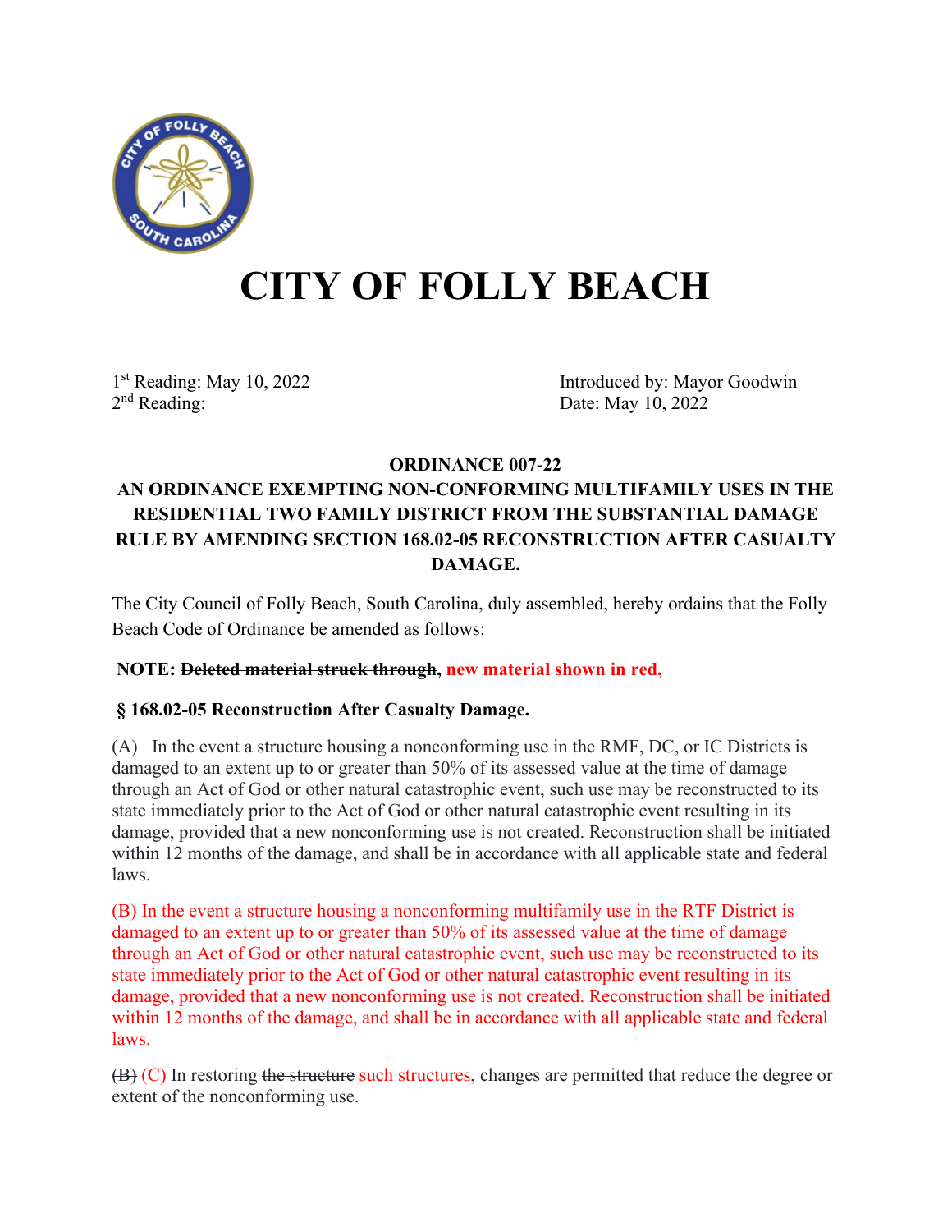# CITY OF FOLLY BEACH

1st Reading: May 10, 2022
2nd Reading:

Introduced by: Mayor Goodwin
Date: May 10, 2022

**ORDINANCE 007-22**

**AN ORDINANCE EXEMPTING NON-CONFORMING MULTIFAMILY USES IN THE RESIDENTIAL TWO FAMILY DISTRICT FROM THE SUBSTANTIAL DAMAGE RULE BY AMENDING SECTION 168.02-05 RECONSTRUCTION AFTER CASUALTY DAMAGE.**

The City Council of Folly Beach, South Carolina, duly assembled, hereby ordains that the Folly Beach Code of Ordinance be amended as follows:

**NOTE: ~~Deleted material struck through~~, new material shown in red,**

**§ 168.02-05 Reconstruction After Casualty Damage.**

(A) In the event a structure housing a nonconforming use in the RMF, DC, or IC Districts is damaged to an extent up to or greater than 50% of its assessed value at the time of damage through an Act of God or other natural catastrophic event, such use may be reconstructed to its state immediately prior to the Act of God or other natural catastrophic event resulting in its damage, provided that a new nonconforming use is not created. Reconstruction shall be initiated within 12 months of the damage, and shall be in accordance with all applicable state and federal laws.

(B) In the event a structure housing a nonconforming multifamily use in the RTF District is damaged to an extent up to or greater than 50% of its assessed value at the time of damage through an Act of God or other natural catastrophic event, such use may be reconstructed to its state immediately prior to the Act of God or other natural catastrophic event resulting in its damage, provided that a new nonconforming use is not created. Reconstruction shall be initiated within 12 months of the damage, and shall be in accordance with all applicable state and federal laws.

~~(B)~~ (C) In restoring ~~the structure~~ such structures, changes are permitted that reduce the degree or extent of the nonconforming use.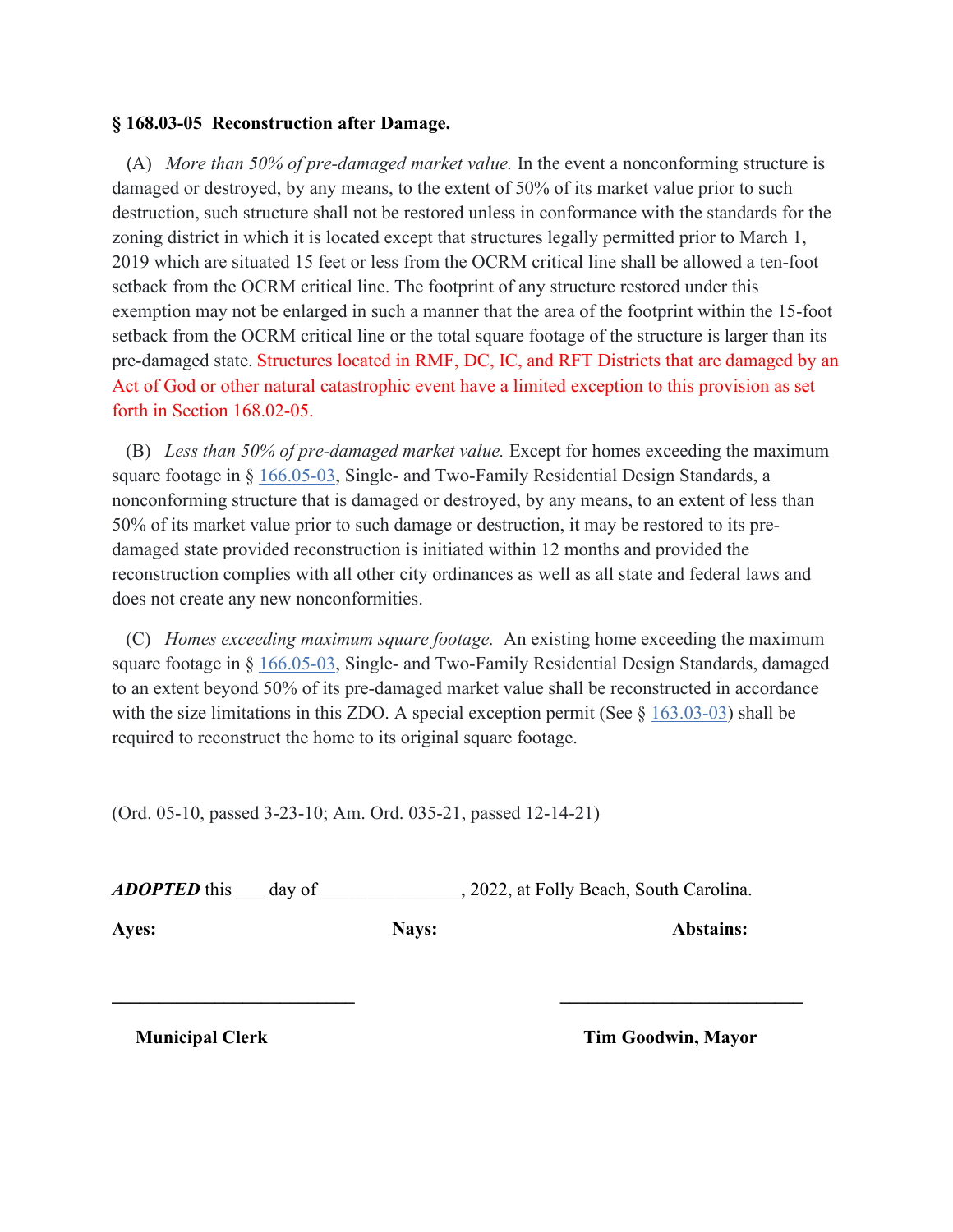**§ 168.03-05 Reconstruction after Damage.**

(A) *More than 50% of pre-damaged market value.* In the event a nonconforming structure is damaged or destroyed, by any means, to the extent of 50% of its market value prior to such destruction, such structure shall not be restored unless in conformance with the standards for the zoning district in which it is located except that structures legally permitted prior to March 1, 2019 which are situated 15 feet or less from the OCRM critical line shall be allowed a ten-foot setback from the OCRM critical line. The footprint of any structure restored under this exemption may not be enlarged in such a manner that the area of the footprint within the 15-foot setback from the OCRM critical line or the total square footage of the structure is larger than its pre-damaged state. Structures located in RMF, DC, IC, and RFT Districts that are damaged by an Act of God or other natural catastrophic event have a limited exception to this provision as set forth in Section 168.02-05.

(B) *Less than 50% of pre-damaged market value.* Except for homes exceeding the maximum square footage in § 166.05-03, Single- and Two-Family Residential Design Standards, a nonconforming structure that is damaged or destroyed, by any means, to an extent of less than 50% of its market value prior to such damage or destruction, it may be restored to its pre-damaged state provided reconstruction is initiated within 12 months and provided the reconstruction complies with all other city ordinances as well as all state and federal laws and does not create any new nonconformities.

(C) *Homes exceeding maximum square footage.* An existing home exceeding the maximum square footage in § 166.05-03, Single- and Two-Family Residential Design Standards, damaged to an extent beyond 50% of its pre-damaged market value shall be reconstructed in accordance with the size limitations in this ZDO. A special exception permit (See § 163.03-03) shall be required to reconstruct the home to its original square footage.

(Ord. 05-10, passed 3-23-10; Am. Ord. 035-21, passed 12-14-21)

***ADOPTED*** this ___ day of _______________, 2022, at Folly Beach, South Carolina.

**Ayes:** **Nays:** **Abstains:**

___________________________ ___________________________

**Municipal Clerk** **Tim Goodwin, Mayor**